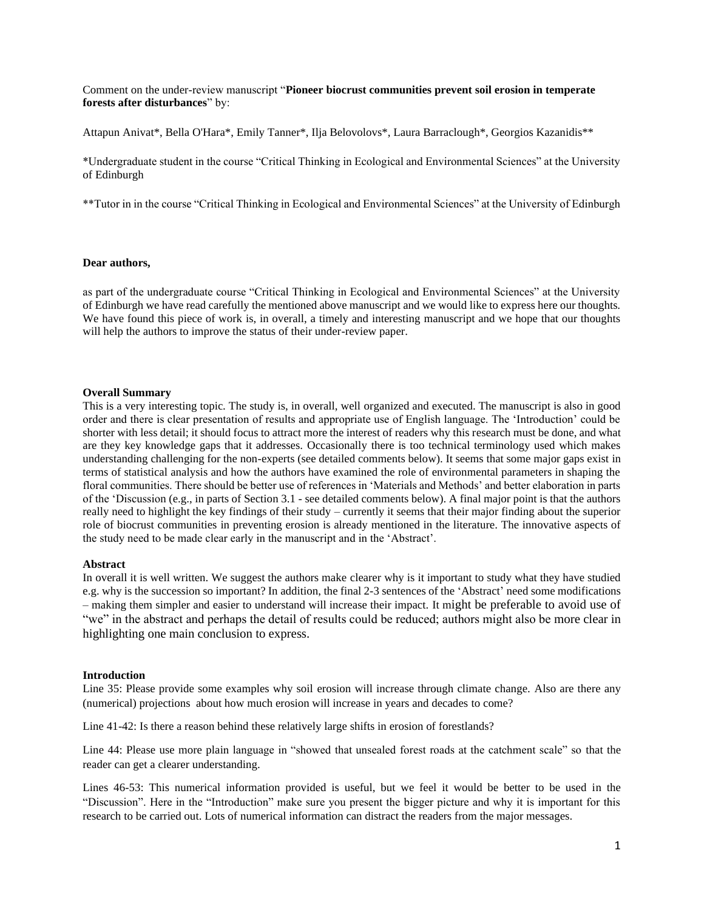Comment on the under-review manuscript "**Pioneer biocrust communities prevent soil erosion in temperate forests after disturbances**" by:

Attapun Anivat*, Bella O'Hara*, Emily Tanner*, Ilja Belovolovs*, Laura Barraclough*, Georgios Kazanidis**

*Undergraduate student in the course "Critical Thinking in Ecological and Environmental Sciences" at the University of Edinburgh

**Tutor in in the course "Critical Thinking in Ecological and Environmental Sciences" at the University of Edinburgh

**Dear authors,**

as part of the undergraduate course "Critical Thinking in Ecological and Environmental Sciences" at the University of Edinburgh we have read carefully the mentioned above manuscript and we would like to express here our thoughts. We have found this piece of work is, in overall, a timely and interesting manuscript and we hope that our thoughts will help the authors to improve the status of their under-review paper.

**Overall Summary**

This is a very interesting topic. The study is, in overall, well organized and executed. The manuscript is also in good order and there is clear presentation of results and appropriate use of English language. The 'Introduction' could be shorter with less detail; it should focus to attract more the interest of readers why this research must be done, and what are they key knowledge gaps that it addresses. Occasionally there is too technical terminology used which makes understanding challenging for the non-experts (see detailed comments below). It seems that some major gaps exist in terms of statistical analysis and how the authors have examined the role of environmental parameters in shaping the floral communities. There should be better use of references in 'Materials and Methods' and better elaboration in parts of the 'Discussion (e.g., in parts of Section 3.1 - see detailed comments below). A final major point is that the authors really need to highlight the key findings of their study – currently it seems that their major finding about the superior role of biocrust communities in preventing erosion is already mentioned in the literature. The innovative aspects of the study need to be made clear early in the manuscript and in the 'Abstract'.

**Abstract**

In overall it is well written. We suggest the authors make clearer why is it important to study what they have studied e.g. why is the succession so important? In addition, the final 2-3 sentences of the 'Abstract' need some modifications – making them simpler and easier to understand will increase their impact. It might be preferable to avoid use of "we" in the abstract and perhaps the detail of results could be reduced; authors might also be more clear in highlighting one main conclusion to express.

**Introduction**

Line 35: Please provide some examples why soil erosion will increase through climate change. Also are there any (numerical) projections about how much erosion will increase in years and decades to come?

Line 41-42: Is there a reason behind these relatively large shifts in erosion of forestlands?

Line 44: Please use more plain language in "showed that unsealed forest roads at the catchment scale" so that the reader can get a clearer understanding.

Lines 46-53: This numerical information provided is useful, but we feel it would be better to be used in the "Discussion". Here in the "Introduction" make sure you present the bigger picture and why it is important for this research to be carried out. Lots of numerical information can distract the readers from the major messages.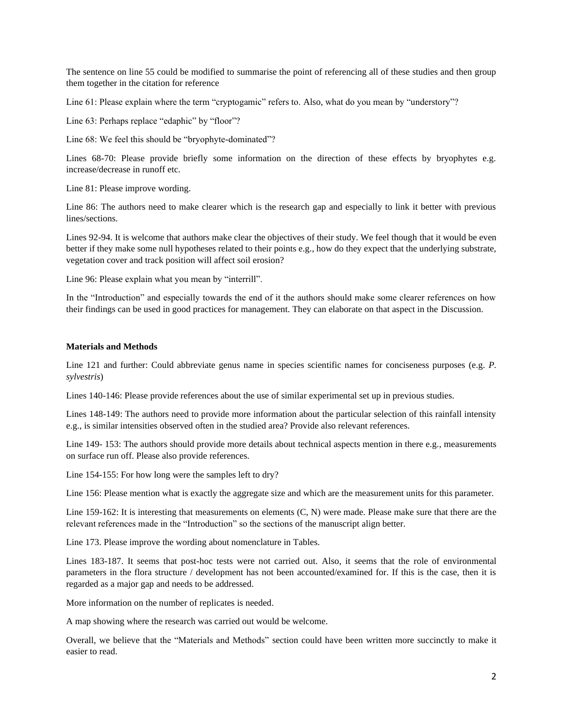The sentence on line 55 could be modified to summarise the point of referencing all of these studies and then group them together in the citation for reference

Line 61: Please explain where the term "cryptogamic" refers to. Also, what do you mean by "understory"?

Line 63: Perhaps replace "edaphic" by "floor"?

Line 68: We feel this should be "bryophyte-dominated"?

Lines 68-70: Please provide briefly some information on the direction of these effects by bryophytes e.g. increase/decrease in runoff etc.

Line 81: Please improve wording.

Line 86: The authors need to make clearer which is the research gap and especially to link it better with previous lines/sections.

Lines 92-94. It is welcome that authors make clear the objectives of their study. We feel though that it would be even better if they make some null hypotheses related to their points e.g., how do they expect that the underlying substrate, vegetation cover and track position will affect soil erosion?

Line 96: Please explain what you mean by "interrill".

In the "Introduction" and especially towards the end of it the authors should make some clearer references on how their findings can be used in good practices for management. They can elaborate on that aspect in the Discussion.

**Materials and Methods**

Line 121 and further: Could abbreviate genus name in species scientific names for conciseness purposes (e.g. *P. sylvestris*)

Lines 140-146: Please provide references about the use of similar experimental set up in previous studies.

Lines 148-149: The authors need to provide more information about the particular selection of this rainfall intensity e.g., is similar intensities observed often in the studied area? Provide also relevant references.

Line 149- 153: The authors should provide more details about technical aspects mention in there e.g., measurements on surface run off. Please also provide references.

Line 154-155: For how long were the samples left to dry?

Line 156: Please mention what is exactly the aggregate size and which are the measurement units for this parameter.

Line 159-162: It is interesting that measurements on elements (C, N) were made. Please make sure that there are the relevant references made in the "Introduction" so the sections of the manuscript align better.

Line 173. Please improve the wording about nomenclature in Tables.

Lines 183-187. It seems that post-hoc tests were not carried out. Also, it seems that the role of environmental parameters in the flora structure / development has not been accounted/examined for. If this is the case, then it is regarded as a major gap and needs to be addressed.

More information on the number of replicates is needed.

A map showing where the research was carried out would be welcome.

Overall, we believe that the "Materials and Methods" section could have been written more succinctly to make it easier to read.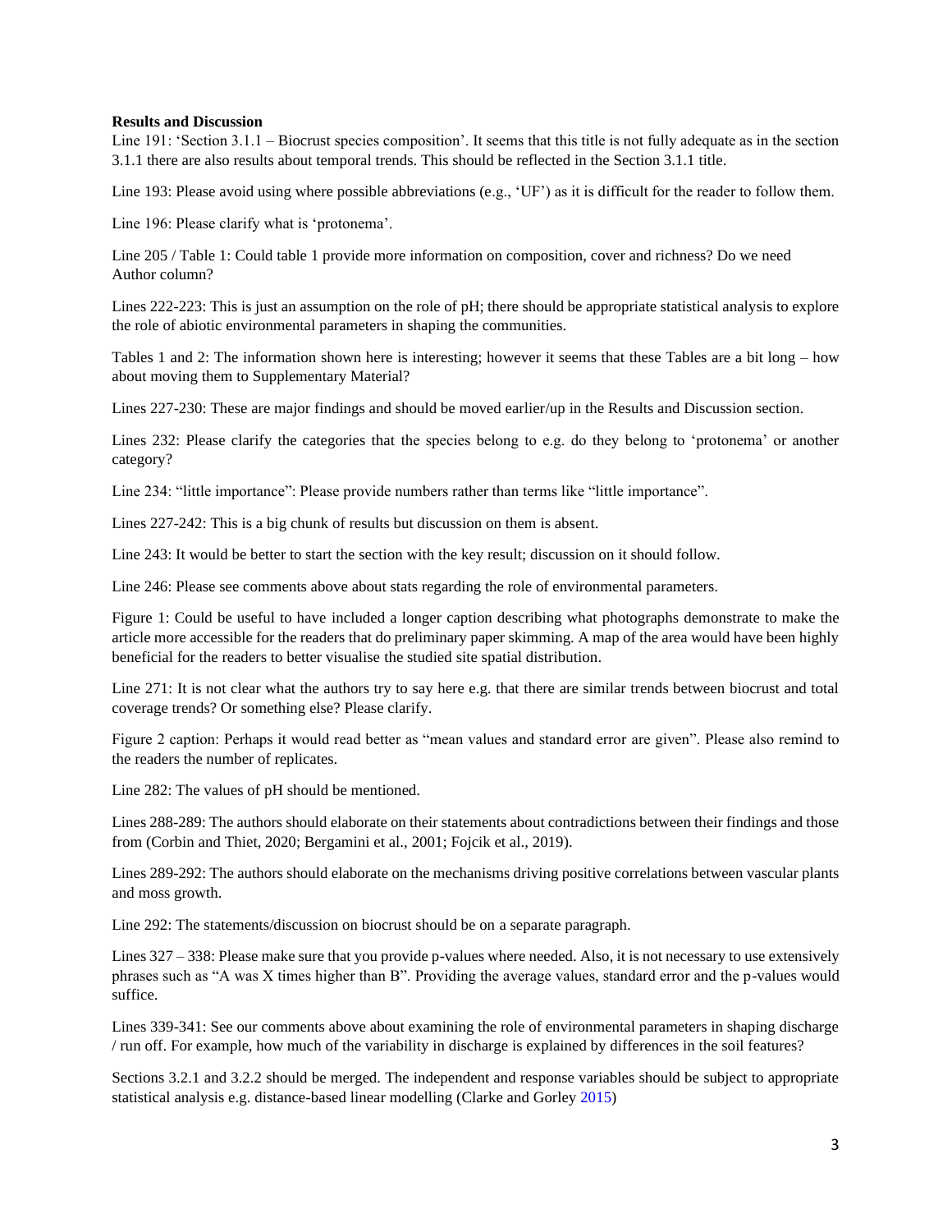**Results and Discussion**

Line 191: 'Section 3.1.1 – Biocrust species composition'. It seems that this title is not fully adequate as in the section 3.1.1 there are also results about temporal trends. This should be reflected in the Section 3.1.1 title.

Line 193: Please avoid using where possible abbreviations (e.g., 'UF') as it is difficult for the reader to follow them.

Line 196: Please clarify what is 'protonema'.

Line 205 / Table 1: Could table 1 provide more information on composition, cover and richness? Do we need Author column?

Lines 222-223: This is just an assumption on the role of pH; there should be appropriate statistical analysis to explore the role of abiotic environmental parameters in shaping the communities.

Tables 1 and 2: The information shown here is interesting; however it seems that these Tables are a bit long – how about moving them to Supplementary Material?

Lines 227-230: These are major findings and should be moved earlier/up in the Results and Discussion section.

Lines 232: Please clarify the categories that the species belong to e.g. do they belong to 'protonema' or another category?

Line 234: "little importance": Please provide numbers rather than terms like "little importance".

Lines 227-242: This is a big chunk of results but discussion on them is absent.

Line 243: It would be better to start the section with the key result; discussion on it should follow.

Line 246: Please see comments above about stats regarding the role of environmental parameters.

Figure 1: Could be useful to have included a longer caption describing what photographs demonstrate to make the article more accessible for the readers that do preliminary paper skimming. A map of the area would have been highly beneficial for the readers to better visualise the studied site spatial distribution.

Line 271: It is not clear what the authors try to say here e.g. that there are similar trends between biocrust and total coverage trends? Or something else? Please clarify.

Figure 2 caption: Perhaps it would read better as "mean values and standard error are given". Please also remind to the readers the number of replicates.

Line 282: The values of pH should be mentioned.

Lines 288-289: The authors should elaborate on their statements about contradictions between their findings and those from (Corbin and Thiet, 2020; Bergamini et al., 2001; Fojcik et al., 2019).

Lines 289-292: The authors should elaborate on the mechanisms driving positive correlations between vascular plants and moss growth.

Line 292: The statements/discussion on biocrust should be on a separate paragraph.

Lines 327 – 338: Please make sure that you provide p-values where needed. Also, it is not necessary to use extensively phrases such as "A was X times higher than B". Providing the average values, standard error and the p-values would suffice.

Lines 339-341: See our comments above about examining the role of environmental parameters in shaping discharge / run off. For example, how much of the variability in discharge is explained by differences in the soil features?

Sections 3.2.1 and 3.2.2 should be merged. The independent and response variables should be subject to appropriate statistical analysis e.g. distance-based linear modelling (Clarke and Gorley 2015)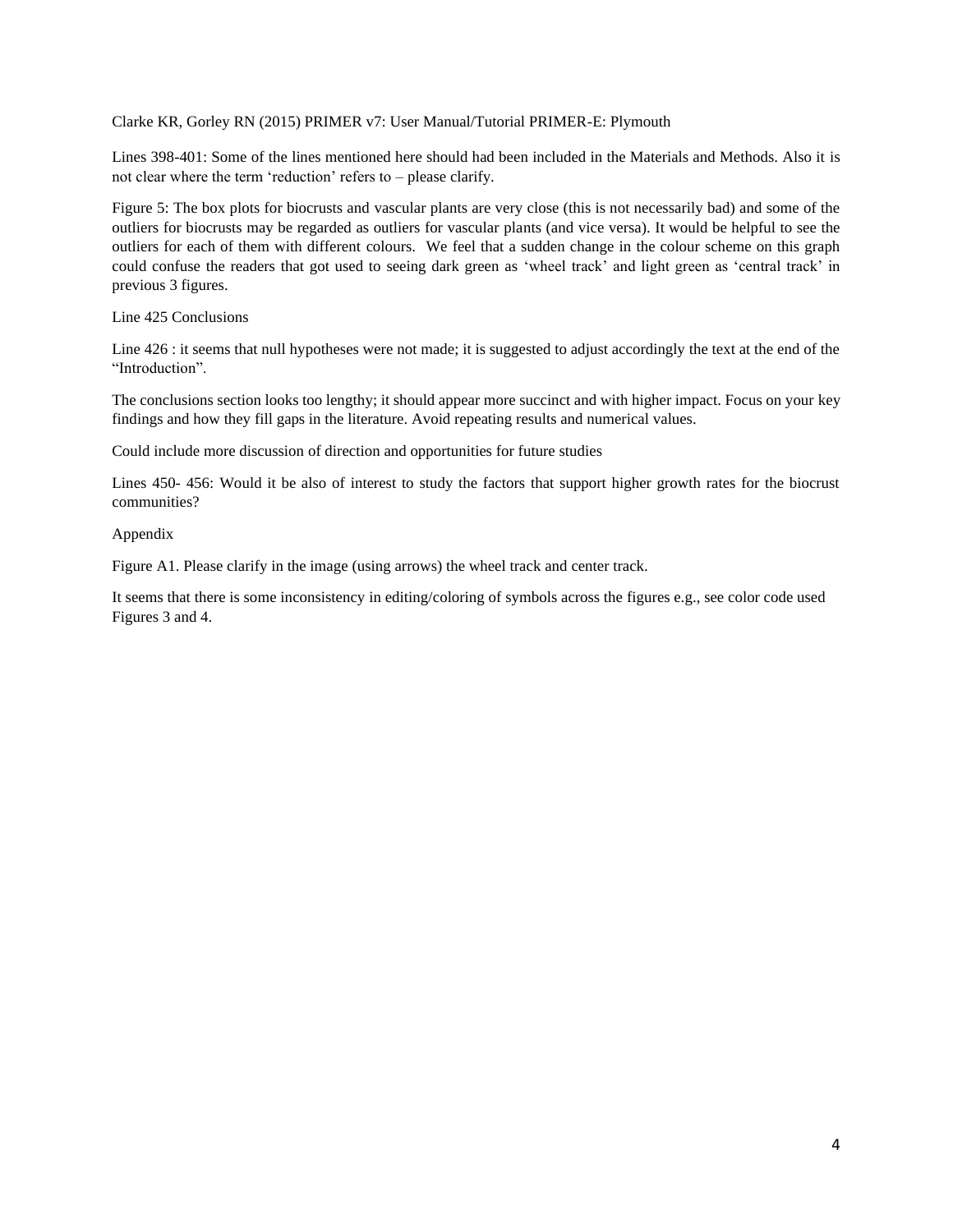Clarke KR, Gorley RN (2015) PRIMER v7: User Manual/Tutorial PRIMER-E: Plymouth

Lines 398-401: Some of the lines mentioned here should had been included in the Materials and Methods. Also it is not clear where the term 'reduction' refers to – please clarify.

Figure 5: The box plots for biocrusts and vascular plants are very close (this is not necessarily bad) and some of the outliers for biocrusts may be regarded as outliers for vascular plants (and vice versa). It would be helpful to see the outliers for each of them with different colours. We feel that a sudden change in the colour scheme on this graph could confuse the readers that got used to seeing dark green as 'wheel track' and light green as 'central track' in previous 3 figures.

Line 425 Conclusions

Line 426 : it seems that null hypotheses were not made; it is suggested to adjust accordingly the text at the end of the "Introduction".

The conclusions section looks too lengthy; it should appear more succinct and with higher impact. Focus on your key findings and how they fill gaps in the literature. Avoid repeating results and numerical values.

Could include more discussion of direction and opportunities for future studies

Lines 450- 456: Would it be also of interest to study the factors that support higher growth rates for the biocrust communities?

Appendix

Figure A1. Please clarify in the image (using arrows) the wheel track and center track.

It seems that there is some inconsistency in editing/coloring of symbols across the figures e.g., see color code used Figures 3 and 4.